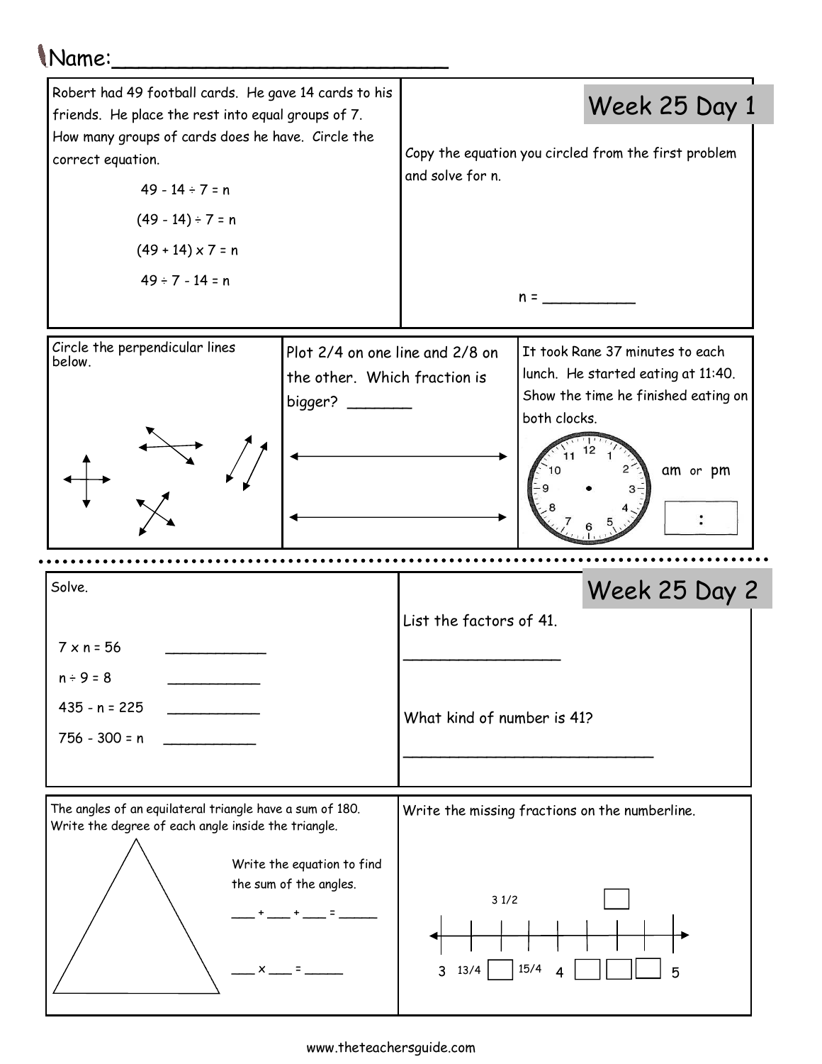Name:___________________________

## Week 25 Day 1

Robert had 49 football cards. He gave 14 cards to his friends. He place the rest into equal groups of 7. How many groups of cards does he have. Circle the correct equation.

$49 - 14 \div 7 = n$

$(49 - 14) \div 7 = n$

$(49 + 14) \times 7 = n$

$49 \div 7 - 14 = n$

Copy the equation you circled from the first problem and solve for n.

n = __________

Circle the perpendicular lines below.

Plot 2/4 on one line and 2/8 on the other. Which fraction is bigger? _______

It took Rane 37 minutes to each lunch. He started eating at 11:40. Show the time he finished eating on both clocks.

12
1
2
3
4
5
6
7
8
9
10
11

am or pm

:

## Week 25 Day 2

Solve.

$7 \times n = 56$ ___________

$n \div 9 = 8$ ___________

$435 - n = 225$ ___________

$756 - 300 = n$ ___________

List the factors of 41.

_________________

What kind of number is 41?

___________________________

The angles of an equilateral triangle have a sum of 180. Write the degree of each angle inside the triangle.

Write the equation to find the sum of the angles.

___ + ___ + ___ = _____

___ x ___ = _____

Write the missing fractions on the numberline.

3 1/2

3 13/4 ☐ 15/4 4 ☐ ☐ ☐ 5

☐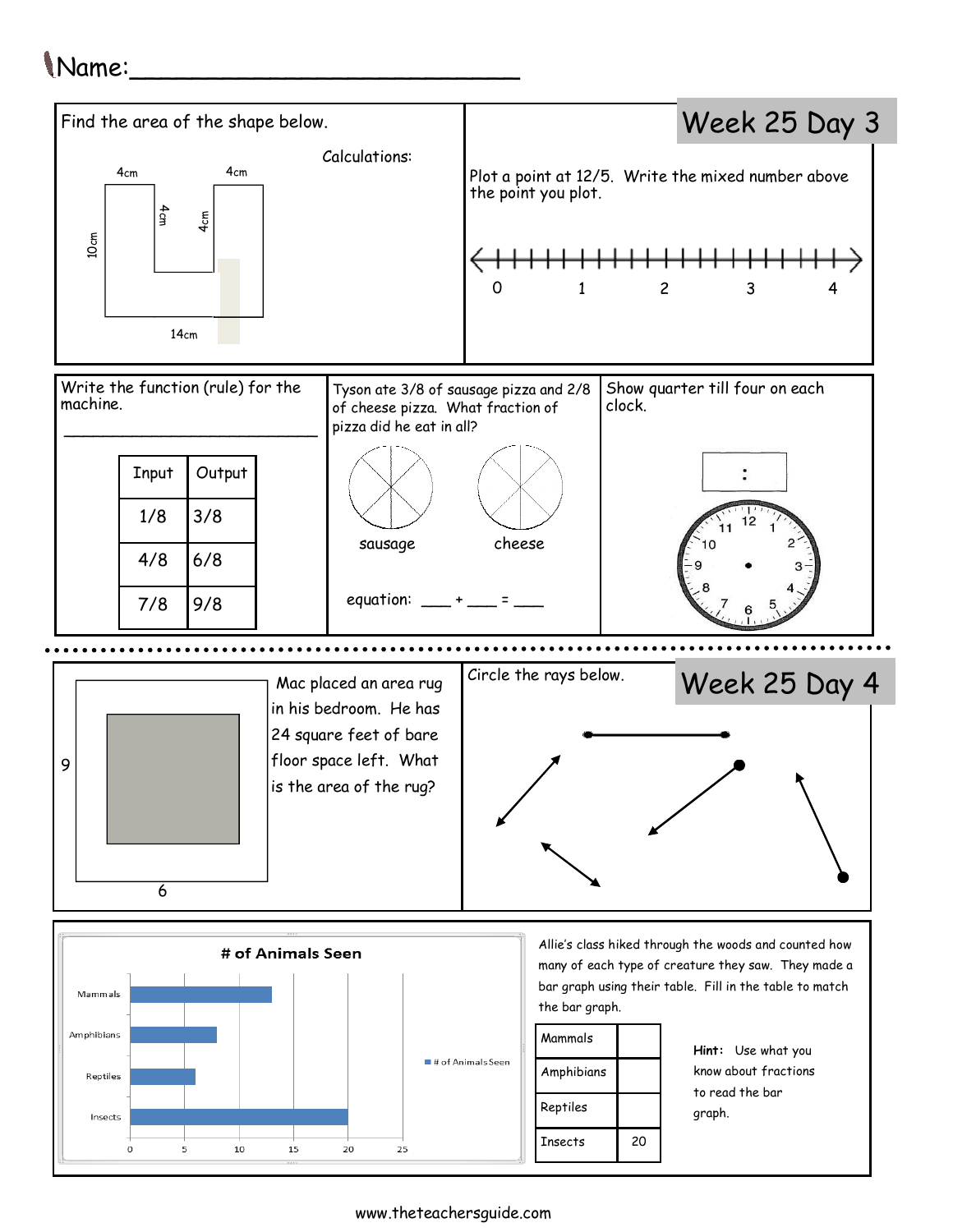Name:______________________________

# Week 25 Day 3

Find the area of the shape below.

Calculations:

4cm
4cm
4cm
4cm
10cm
14cm

Plot a point at 12/5. Write the mixed number above the point you plot.

0 1 2 3 4

Write the function (rule) for the machine.

______________________________

| Input | Output |
|---|---|
| 1/8 | 3/8 |
| 4/8 | 6/8 |
| 7/8 | 9/8 |

Tyson ate 3/8 of sausage pizza and 2/8 of cheese pizza. What fraction of pizza did he eat in all?

sausage

cheese

equation: ___ + ___ = ___

Show quarter till four on each clock.

:

12 1 2 3 4 5 6 7 8 9 10 11

# Week 25 Day 4

Mac placed an area rug in his bedroom. He has 24 square feet of bare floor space left. What is the area of the rug?

9

6

Circle the rays below.

\# of Animals Seen

Mammals

Amphibians

Reptiles

Insects

0 5 10 15 20 25

\# of Animals Seen

Allie's class hiked through the woods and counted how many of each type of creature they saw. They made a bar graph using their table. Fill in the table to match the bar graph.

| | |
|---|---|
| Mammals | |
| Amphibians | |
| Reptiles | |
| Insects | 20 |

**Hint:** Use what you know about fractions to read the bar graph.

www.theteachersguide.com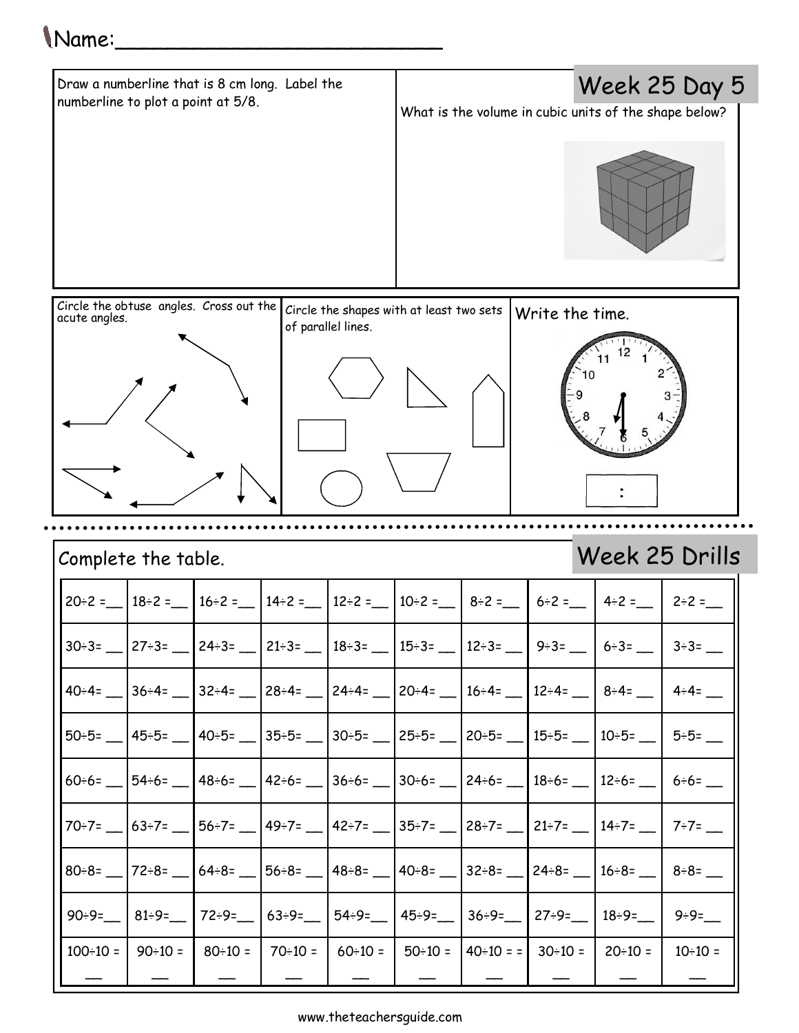Name:___________________________

# Week 25 Day 5

Draw a numberline that is 8 cm long. Label the numberline to plot a point at 5/8.

What is the volume in cubic units of the shape below?

Circle the obtuse angles. Cross out the acute angles.

Circle the shapes with at least two sets of parallel lines.

Write the time.

:

# Week 25 Drills

Complete the table.

| | | | | | | | | | |
|---|---|---|---|---|---|---|---|---|---|
| 20÷2 =__ | 18÷2 =__ | 16÷2 =__ | 14÷2 =__ | 12÷2 =__ | 10÷2 =__ | 8÷2 =__ | 6÷2 =__ | 4÷2 =__ | 2÷2 =__ |
| 30÷3= __ | 27÷3= __ | 24÷3= __ | 21÷3= __ | 18÷3= __ | 15÷3= __ | 12÷3= __ | 9÷3= __ | 6÷3= __ | 3÷3= __ |
| 40÷4= __ | 36÷4= __ | 32÷4= __ | 28÷4= __ | 24÷4= __ | 20÷4= __ | 16÷4= __ | 12÷4= __ | 8÷4= __ | 4÷4= __ |
| 50÷5= __ | 45÷5= __ | 40÷5= __ | 35÷5= __ | 30÷5= __ | 25÷5= __ | 20÷5= __ | 15÷5= __ | 10÷5= __ | 5÷5= __ |
| 60÷6= __ | 54÷6= __ | 48÷6= __ | 42÷6= __ | 36÷6= __ | 30÷6= __ | 24÷6= __ | 18÷6= __ | 12÷6= __ | 6÷6= __ |
| 70÷7= __ | 63÷7= __ | 56÷7= __ | 49÷7= __ | 42÷7= __ | 35÷7= __ | 28÷7= __ | 21÷7= __ | 14÷7= __ | 7÷7= __ |
| 80÷8= __ | 72÷8= __ | 64÷8= __ | 56÷8= __ | 48÷8= __ | 40÷8= __ | 32÷8= __ | 24÷8= __ | 16÷8= __ | 8÷8= __ |
| 90÷9=__ | 81÷9=__ | 72÷9=__ | 63÷9=__ | 54÷9=__ | 45÷9=__ | 36÷9=__ | 27÷9=__ | 18÷9=__ | 9÷9=__ |
| 100÷10 = __ | 90÷10 = __ | 80÷10 = __ | 70÷10 = __ | 60÷10 = __ | 50÷10 = __ | 40÷10 = = __ | 30÷10 = __ | 20÷10 = __ | 10÷10 = __ |

www.theteachersguide.com